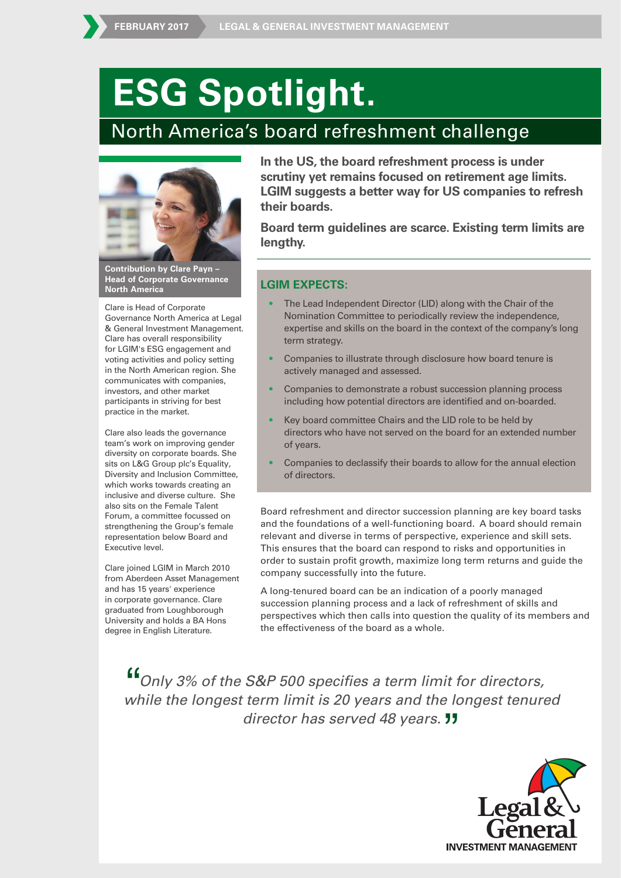# ESG Spotlight.

## North America's board refreshment challenge

**In the US, the board refreshment process is under scrutiny yet remains focused on retirement age limits. LGIM suggests a better way for US companies to refresh their boards.**

**Board term guidelines are scarce. Existing term limits are lengthy.**

### LGIM EXPECTS:

- The Lead Independent Director (LID) along with the Chair of the Nomination Committee to periodically review the independence, expertise and skills on the board in the context of the company's long term strategy.
- Companies to illustrate through disclosure how board tenure is actively managed and assessed.
- Companies to demonstrate a robust succession planning process including how potential directors are identified and on-boarded.
- Key board committee Chairs and the LID role to be held by directors who have not served on the board for an extended number of years.
- Companies to declassify their boards to allow for the annual election of directors.

Board refreshment and director succession planning are key board tasks and the foundations of a well-functioning board. A board should remain relevant and diverse in terms of perspective, experience and skill sets. This ensures that the board can respond to risks and opportunities in order to sustain profit growth, maximize long term returns and guide the company successfully into the future.

A long-tenured board can be an indication of a poorly managed succession planning process and a lack of refreshment of skills and perspectives which then calls into question the quality of its members and the effectiveness of the board as a whole.

**Contribution by Clare Payn – Head of Corporate Governance North America**

Clare is Head of Corporate Governance North America at Legal & General Investment Management. Clare has overall responsibility for LGIM's ESG engagement and voting activities and policy setting in the North American region. She communicates with companies, investors, and other market participants in striving for best practice in the market.

Clare also leads the governance team's work on improving gender diversity on corporate boards. She sits on L&G Group plc's Equality, Diversity and Inclusion Committee, which works towards creating an inclusive and diverse culture. She also sits on the Female Talent Forum, a committee focussed on strengthening the Group's female representation below Board and Executive level.

Clare joined LGIM in March 2010 from Aberdeen Asset Management and has 15 years' experience in corporate governance. Clare graduated from Loughborough University and holds a BA Hons degree in English Literature.

> *"Only 3% of the S&P 500 specifies a term limit for directors, while the longest term limit is 20 years and the longest tenured director has served 48 years."*

Legal & General
INVESTMENT MANAGEMENT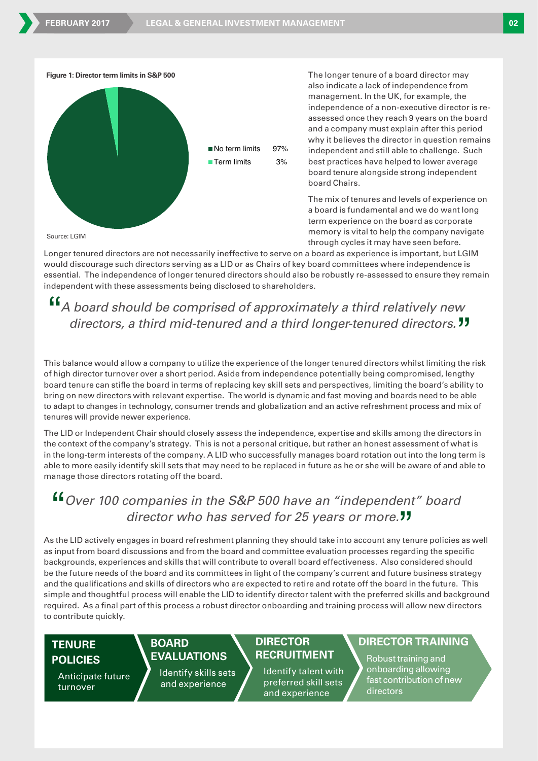**Figure 1: Director term limits in S&P 500**

| | |
|---|---|
| No term limits | 97% |
| Term limits | 3% |

Source: LGIM

The longer tenure of a board director may also indicate a lack of independence from management. In the UK, for example, the independence of a non-executive director is re-assessed once they reach 9 years on the board and a company must explain after this period why it believes the director in question remains independent and still able to challenge. Such best practices have helped to lower average board tenure alongside strong independent board Chairs.

The mix of tenures and levels of experience on a board is fundamental and we do want long term experience on the board as corporate memory is vital to help the company navigate through cycles it may have seen before.

Longer tenured directors are not necessarily ineffective to serve on a board as experience is important, but LGIM would discourage such directors serving as a LID or as Chairs of key board committees where independence is essential. The independence of longer tenured directors should also be robustly re-assessed to ensure they remain independent with these assessments being disclosed to shareholders.

> *"A board should be comprised of approximately a third relatively new directors, a third mid-tenured and a third longer-tenured directors."*

This balance would allow a company to utilize the experience of the longer tenured directors whilst limiting the risk of high director turnover over a short period. Aside from independence potentially being compromised, lengthy board tenure can stifle the board in terms of replacing key skill sets and perspectives, limiting the board's ability to bring on new directors with relevant expertise. The world is dynamic and fast moving and boards need to be able to adapt to changes in technology, consumer trends and globalization and an active refreshment process and mix of tenures will provide newer experience.

The LID or Independent Chair should closely assess the independence, expertise and skills among the directors in the context of the company's strategy. This is not a personal critique, but rather an honest assessment of what is in the long-term interests of the company. A LID who successfully manages board rotation out into the long term is able to more easily identify skill sets that may need to be replaced in future as he or she will be aware of and able to manage those directors rotating off the board.

> *"Over 100 companies in the S&P 500 have an "independent" board director who has served for 25 years or more."*

As the LID actively engages in board refreshment planning they should take into account any tenure policies as well as input from board discussions and from the board and committee evaluation processes regarding the specific backgrounds, experiences and skills that will contribute to overall board effectiveness. Also considered should be the future needs of the board and its committees in light of the company's current and future business strategy and the qualifications and skills of directors who are expected to retire and rotate off the board in the future. This simple and thoughtful process will enable the LID to identify director talent with the preferred skills and background required. As a final part of this process a robust director onboarding and training process will allow new directors to contribute quickly.

**TENURE POLICIES** – Anticipate future turnover

**BOARD EVALUATIONS** – Identify skills sets and experience

**DIRECTOR RECRUITMENT** – Identify talent with preferred skill sets and experience

**DIRECTOR TRAINING** – Robust training and onboarding allowing fast contribution of new directors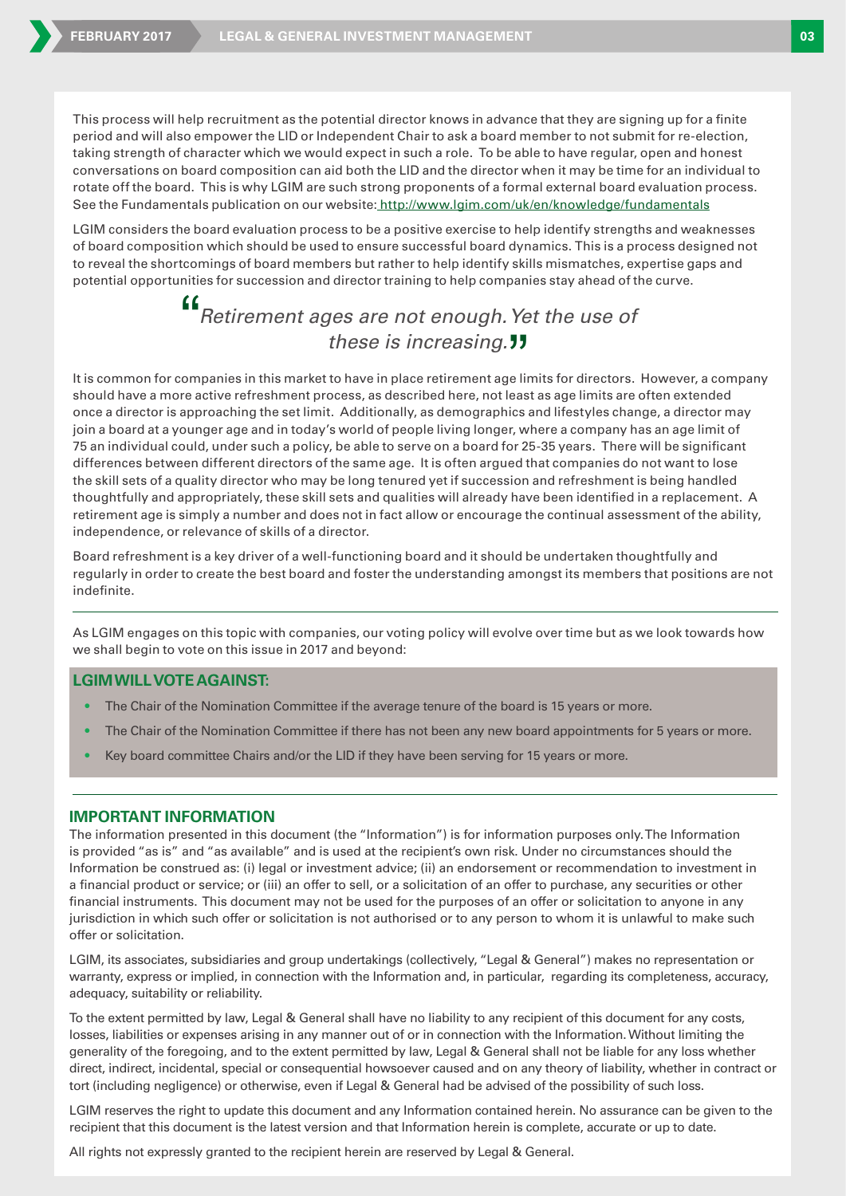This process will help recruitment as the potential director knows in advance that they are signing up for a finite period and will also empower the LID or Independent Chair to ask a board member to not submit for re-election, taking strength of character which we would expect in such a role. To be able to have regular, open and honest conversations on board composition can aid both the LID and the director when it may be time for an individual to rotate off the board. This is why LGIM are such strong proponents of a formal external board evaluation process. See the Fundamentals publication on our website: http://www.lgim.com/uk/en/knowledge/fundamentals

LGIM considers the board evaluation process to be a positive exercise to help identify strengths and weaknesses of board composition which should be used to ensure successful board dynamics. This is a process designed not to reveal the shortcomings of board members but rather to help identify skills mismatches, expertise gaps and potential opportunities for succession and director training to help companies stay ahead of the curve.

> *"Retirement ages are not enough. Yet the use of these is increasing."*

It is common for companies in this market to have in place retirement age limits for directors. However, a company should have a more active refreshment process, as described here, not least as age limits are often extended once a director is approaching the set limit. Additionally, as demographics and lifestyles change, a director may join a board at a younger age and in today's world of people living longer, where a company has an age limit of 75 an individual could, under such a policy, be able to serve on a board for 25-35 years. There will be significant differences between different directors of the same age. It is often argued that companies do not want to lose the skill sets of a quality director who may be long tenured yet if succession and refreshment is being handled thoughtfully and appropriately, these skill sets and qualities will already have been identified in a replacement. A retirement age is simply a number and does not in fact allow or encourage the continual assessment of the ability, independence, or relevance of skills of a director.

Board refreshment is a key driver of a well-functioning board and it should be undertaken thoughtfully and regularly in order to create the best board and foster the understanding amongst its members that positions are not indefinite.

---

As LGIM engages on this topic with companies, our voting policy will evolve over time but as we look towards how we shall begin to vote on this issue in 2017 and beyond:

### LGIM WILL VOTE AGAINST:

- The Chair of the Nomination Committee if the average tenure of the board is 15 years or more.
- The Chair of the Nomination Committee if there has not been any new board appointments for 5 years or more.
- Key board committee Chairs and/or the LID if they have been serving for 15 years or more.

---

## IMPORTANT INFORMATION

The information presented in this document (the "Information") is for information purposes only. The Information is provided "as is" and "as available" and is used at the recipient's own risk. Under no circumstances should the Information be construed as: (i) legal or investment advice; (ii) an endorsement or recommendation to investment in a financial product or service; or (iii) an offer to sell, or a solicitation of an offer to purchase, any securities or other financial instruments. This document may not be used for the purposes of an offer or solicitation to anyone in any jurisdiction in which such offer or solicitation is not authorised or to any person to whom it is unlawful to make such offer or solicitation.

LGIM, its associates, subsidiaries and group undertakings (collectively, "Legal & General") makes no representation or warranty, express or implied, in connection with the Information and, in particular, regarding its completeness, accuracy, adequacy, suitability or reliability.

To the extent permitted by law, Legal & General shall have no liability to any recipient of this document for any costs, losses, liabilities or expenses arising in any manner out of or in connection with the Information. Without limiting the generality of the foregoing, and to the extent permitted by law, Legal & General shall not be liable for any loss whether direct, indirect, incidental, special or consequential howsoever caused and on any theory of liability, whether in contract or tort (including negligence) or otherwise, even if Legal & General had be advised of the possibility of such loss.

LGIM reserves the right to update this document and any Information contained herein. No assurance can be given to the recipient that this document is the latest version and that Information herein is complete, accurate or up to date.

All rights not expressly granted to the recipient herein are reserved by Legal & General.